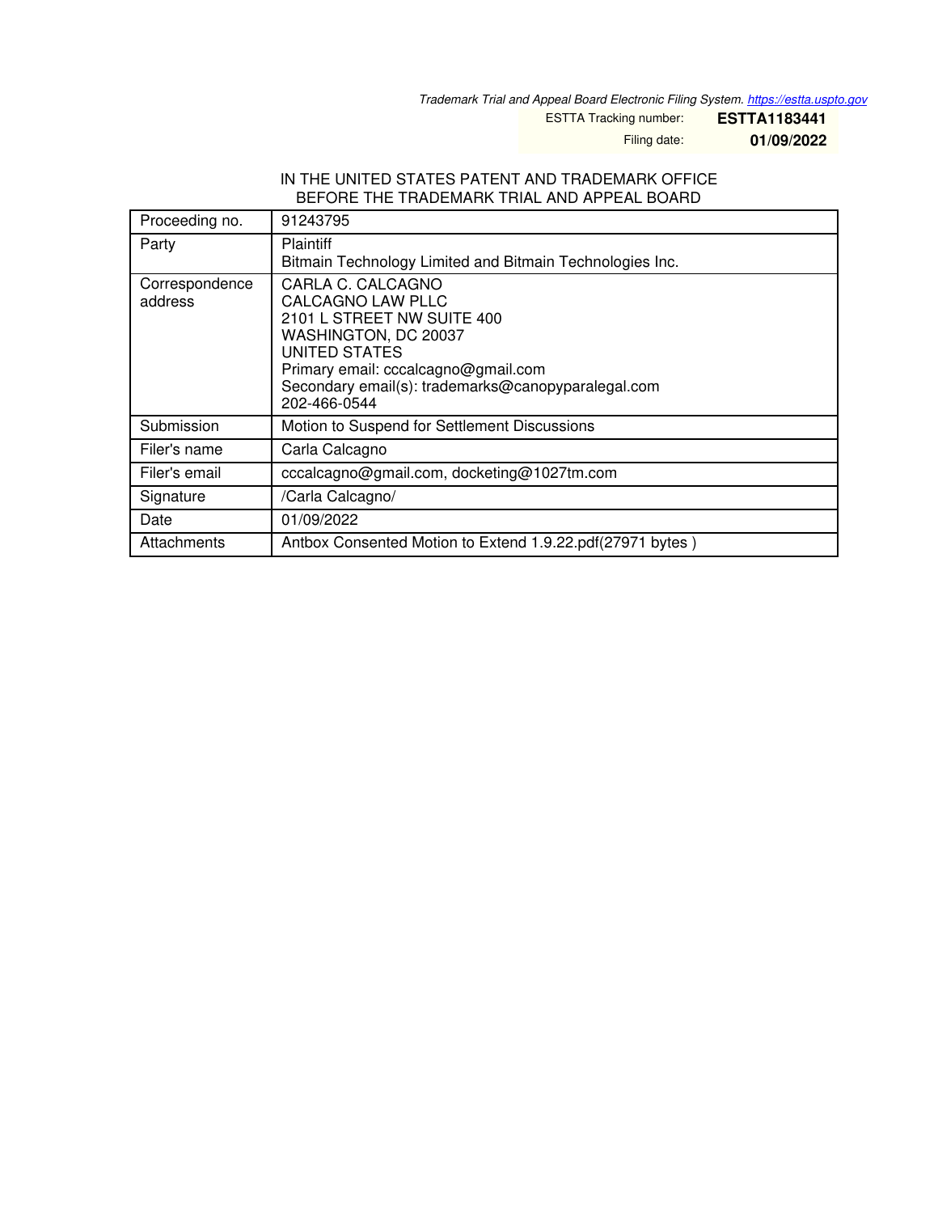*Trademark Trial and Appeal Board Electronic Filing System. https://estta.uspto.gov*

ESTTA Tracking number: **ESTTA1183441**

Filing date: **01/09/2022**

IN THE UNITED STATES PATENT AND TRADEMARK OFFICE
BEFORE THE TRADEMARK TRIAL AND APPEAL BOARD

| | |
|---|---|
| Proceeding no. | 91243795 |
| Party | Plaintiff<br>Bitmain Technology Limited and Bitmain Technologies Inc. |
| Correspondence address | CARLA C. CALCAGNO<br>CALCAGNO LAW PLLC<br>2101 L STREET NW SUITE 400<br>WASHINGTON, DC 20037<br>UNITED STATES<br>Primary email: cccalcagno@gmail.com<br>Secondary email(s): trademarks@canopyparalegal.com<br>202-466-0544 |
| Submission | Motion to Suspend for Settlement Discussions |
| Filer's name | Carla Calcagno |
| Filer's email | cccalcagno@gmail.com, docketing@1027tm.com |
| Signature | /Carla Calcagno/ |
| Date | 01/09/2022 |
| Attachments | Antbox Consented Motion to Extend 1.9.22.pdf(27971 bytes ) |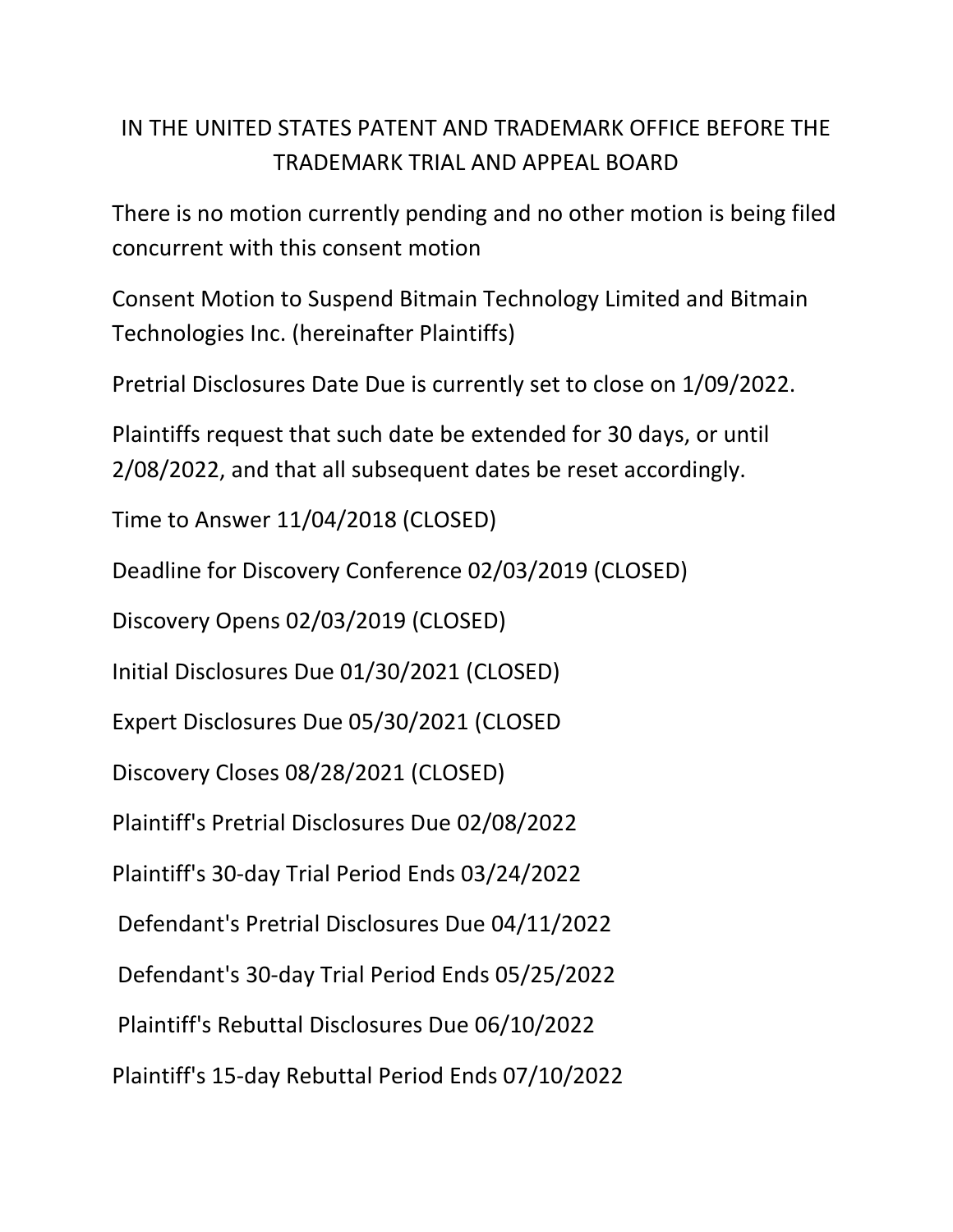IN THE UNITED STATES PATENT AND TRADEMARK OFFICE BEFORE THE TRADEMARK TRIAL AND APPEAL BOARD

There is no motion currently pending and no other motion is being filed concurrent with this consent motion

Consent Motion to Suspend Bitmain Technology Limited and Bitmain Technologies Inc. (hereinafter Plaintiffs)

Pretrial Disclosures Date Due is currently set to close on 1/09/2022.

Plaintiffs request that such date be extended for 30 days, or until 2/08/2022, and that all subsequent dates be reset accordingly.

Time to Answer 11/04/2018 (CLOSED)

Deadline for Discovery Conference 02/03/2019 (CLOSED)

Discovery Opens 02/03/2019 (CLOSED)

Initial Disclosures Due 01/30/2021 (CLOSED)

Expert Disclosures Due 05/30/2021 (CLOSED

Discovery Closes 08/28/2021 (CLOSED)

Plaintiff's Pretrial Disclosures Due 02/08/2022

Plaintiff's 30-day Trial Period Ends 03/24/2022

Defendant's Pretrial Disclosures Due 04/11/2022

Defendant's 30-day Trial Period Ends 05/25/2022

Plaintiff's Rebuttal Disclosures Due 06/10/2022

Plaintiff's 15-day Rebuttal Period Ends 07/10/2022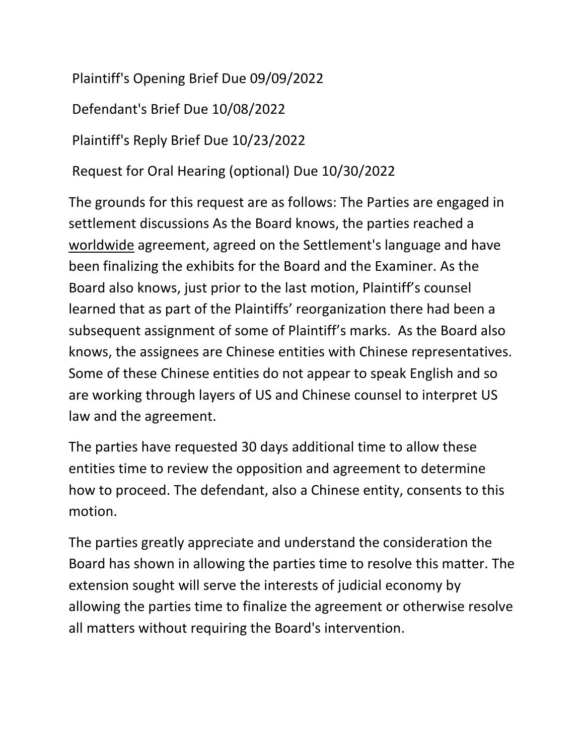Plaintiff's Opening Brief Due 09/09/2022

Defendant's Brief Due 10/08/2022

Plaintiff's Reply Brief Due 10/23/2022

Request for Oral Hearing (optional) Due 10/30/2022

The grounds for this request are as follows: The Parties are engaged in settlement discussions As the Board knows, the parties reached a <u>worldwide</u> agreement, agreed on the Settlement's language and have been finalizing the exhibits for the Board and the Examiner. As the Board also knows, just prior to the last motion, Plaintiff's counsel learned that as part of the Plaintiffs' reorganization there had been a subsequent assignment of some of Plaintiff's marks. As the Board also knows, the assignees are Chinese entities with Chinese representatives. Some of these Chinese entities do not appear to speak English and so are working through layers of US and Chinese counsel to interpret US law and the agreement.

The parties have requested 30 days additional time to allow these entities time to review the opposition and agreement to determine how to proceed. The defendant, also a Chinese entity, consents to this motion.

The parties greatly appreciate and understand the consideration the Board has shown in allowing the parties time to resolve this matter. The extension sought will serve the interests of judicial economy by allowing the parties time to finalize the agreement or otherwise resolve all matters without requiring the Board's intervention.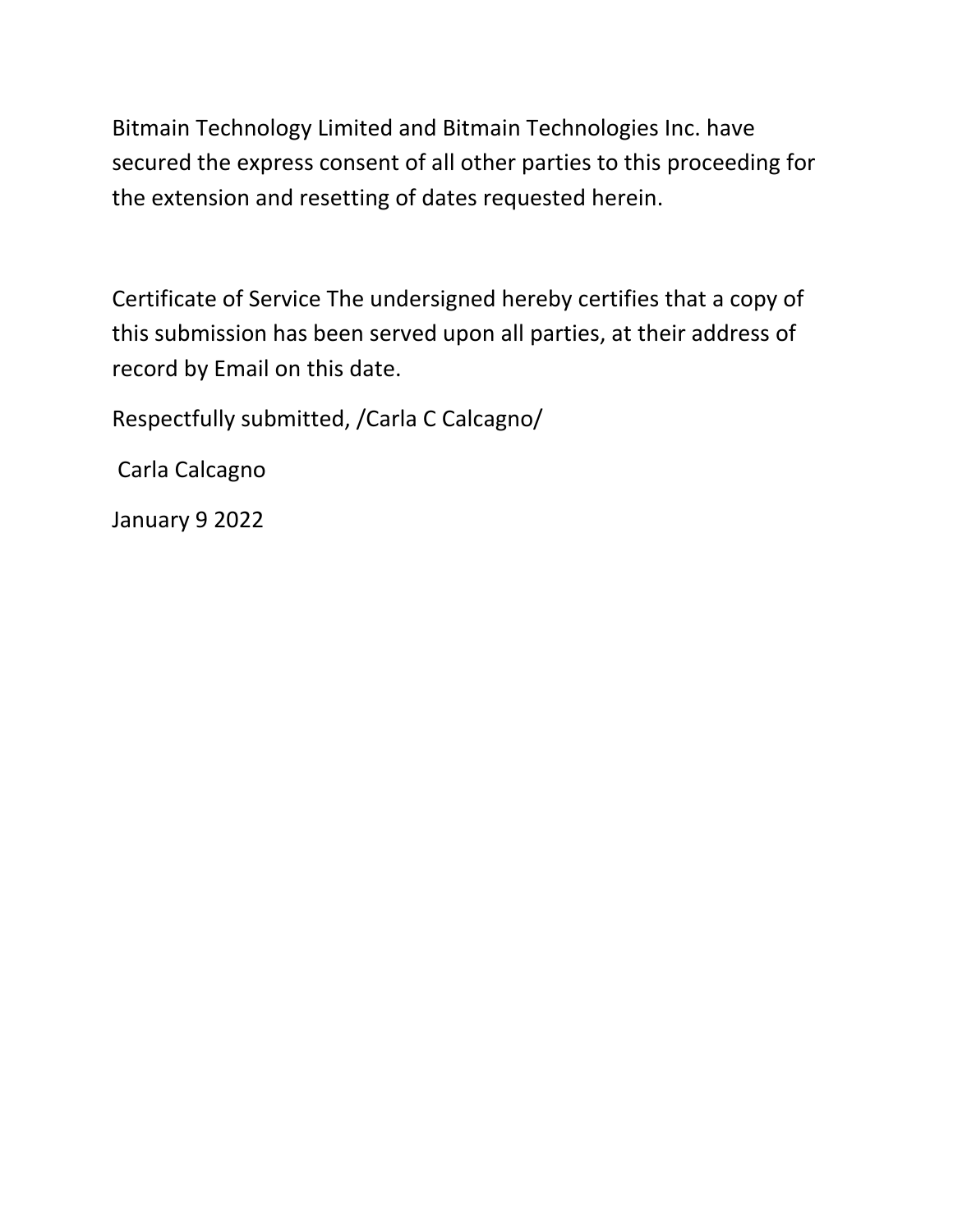Bitmain Technology Limited and Bitmain Technologies Inc. have secured the express consent of all other parties to this proceeding for the extension and resetting of dates requested herein.

Certificate of Service The undersigned hereby certifies that a copy of this submission has been served upon all parties, at their address of record by Email on this date.

Respectfully submitted, /Carla C Calcagno/

Carla Calcagno

January 9 2022